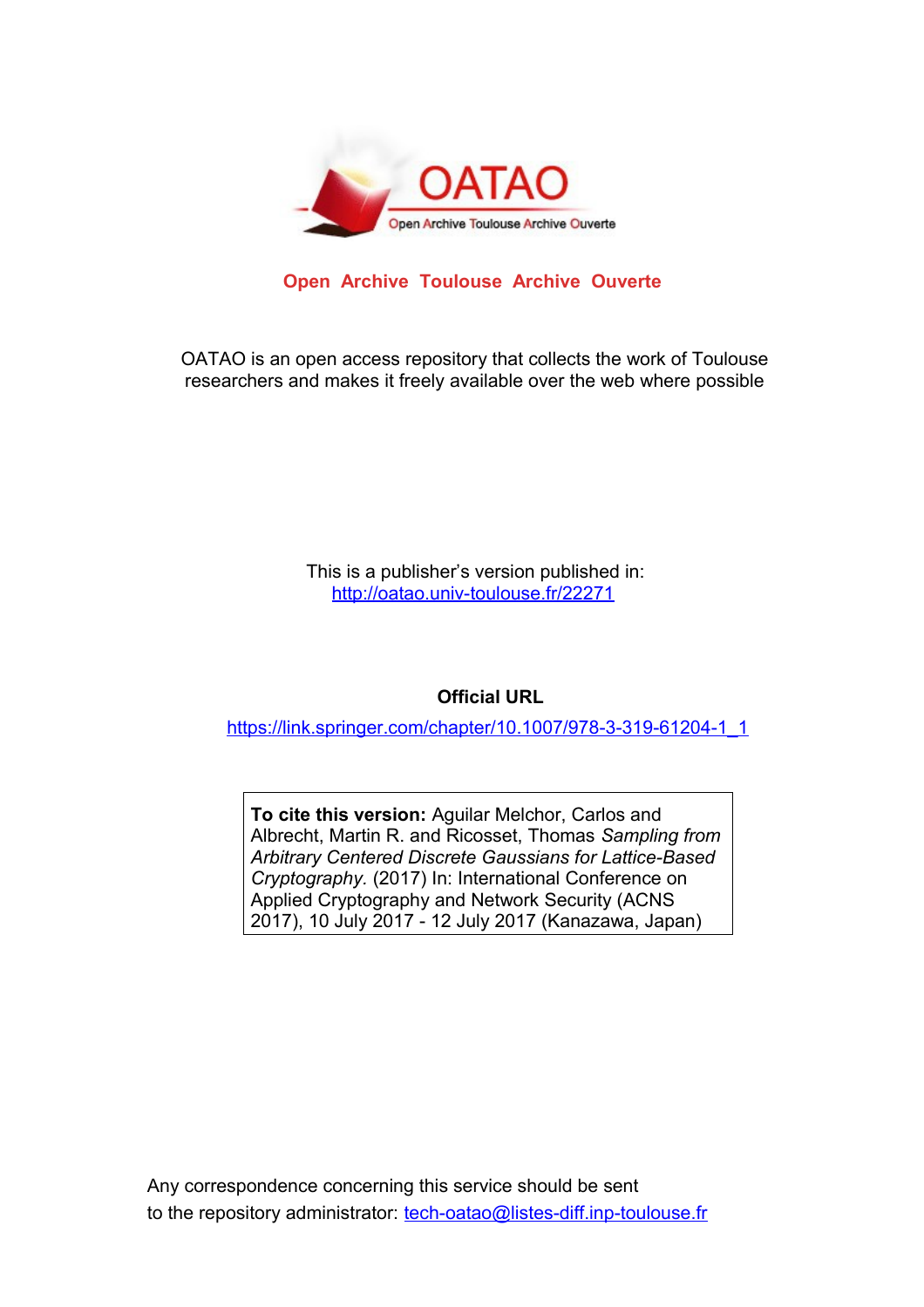# OATAO

Open Archive Toulouse Archive Ouverte

**Open Archive Toulouse Archive Ouverte**

OATAO is an open access repository that collects the work of Toulouse researchers and makes it freely available over the web where possible

This is a publisher's version published in:
http://oatao.univ-toulouse.fr/22271

**Official URL**

https://link.springer.com/chapter/10.1007/978-3-319-61204-1_1

**To cite this version:** Aguilar Melchor, Carlos and Albrecht, Martin R. and Ricosset, Thomas *Sampling from Arbitrary Centered Discrete Gaussians for Lattice-Based Cryptography.* (2017) In: International Conference on Applied Cryptography and Network Security (ACNS 2017), 10 July 2017 - 12 July 2017 (Kanazawa, Japan)

Any correspondence concerning this service should be sent to the repository administrator: tech-oatao@listes-diff.inp-toulouse.fr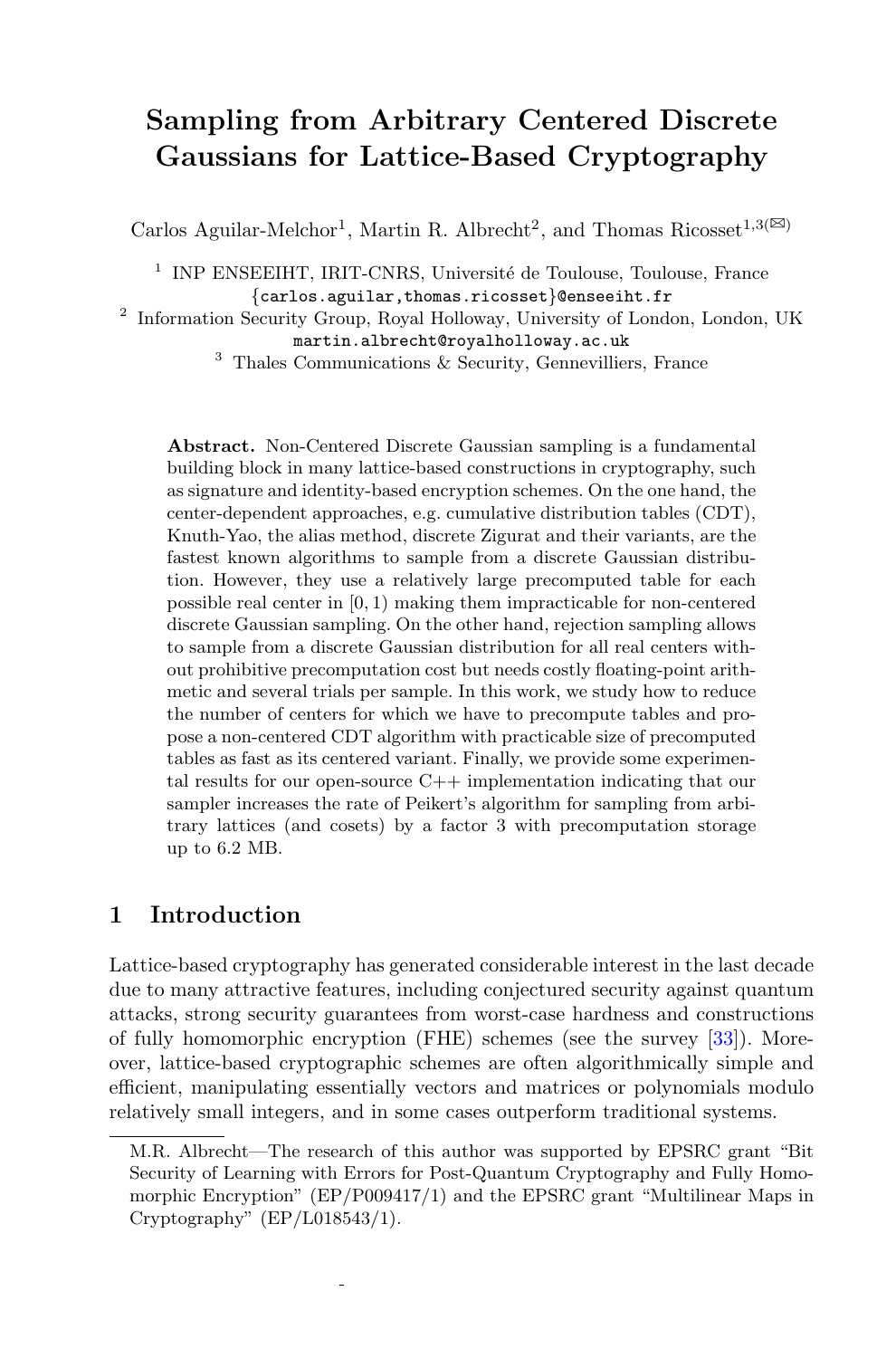# Sampling from Arbitrary Centered Discrete Gaussians for Lattice-Based Cryptography

Carlos Aguilar-Melchor[1], Martin R. Albrecht[2], and Thomas Ricosset[1,3](✉)

[1] INP ENSEEIHT, IRIT-CNRS, Université de Toulouse, Toulouse, France
{carlos.aguilar,thomas.ricosset}@enseeiht.fr

[2] Information Security Group, Royal Holloway, University of London, London, UK
martin.albrecht@royalholloway.ac.uk

[3] Thales Communications & Security, Gennevilliers, France

**Abstract.** Non-Centered Discrete Gaussian sampling is a fundamental building block in many lattice-based constructions in cryptography, such as signature and identity-based encryption schemes. On the one hand, the center-dependent approaches, e.g. cumulative distribution tables (CDT), Knuth-Yao, the alias method, discrete Zigurat and their variants, are the fastest known algorithms to sample from a discrete Gaussian distribution. However, they use a relatively large precomputed table for each possible real center in $[0, 1)$ making them impracticable for non-centered discrete Gaussian sampling. On the other hand, rejection sampling allows to sample from a discrete Gaussian distribution for all real centers without prohibitive precomputation cost but needs costly floating-point arithmetic and several trials per sample. In this work, we study how to reduce the number of centers for which we have to precompute tables and propose a non-centered CDT algorithm with practicable size of precomputed tables as fast as its centered variant. Finally, we provide some experimental results for our open-source C++ implementation indicating that our sampler increases the rate of Peikert's algorithm for sampling from arbitrary lattices (and cosets) by a factor 3 with precomputation storage up to 6.2 MB.

## 1 Introduction

Lattice-based cryptography has generated considerable interest in the last decade due to many attractive features, including conjectured security against quantum attacks, strong security guarantees from worst-case hardness and constructions of fully homomorphic encryption (FHE) schemes (see the survey [33]). Moreover, lattice-based cryptographic schemes are often algorithmically simple and efficient, manipulating essentially vectors and matrices or polynomials modulo relatively small integers, and in some cases outperform traditional systems.

M.R. Albrecht—The research of this author was supported by EPSRC grant "Bit Security of Learning with Errors for Post-Quantum Cryptography and Fully Homomorphic Encryption" (EP/P009417/1) and the EPSRC grant "Multilinear Maps in Cryptography" (EP/L018543/1).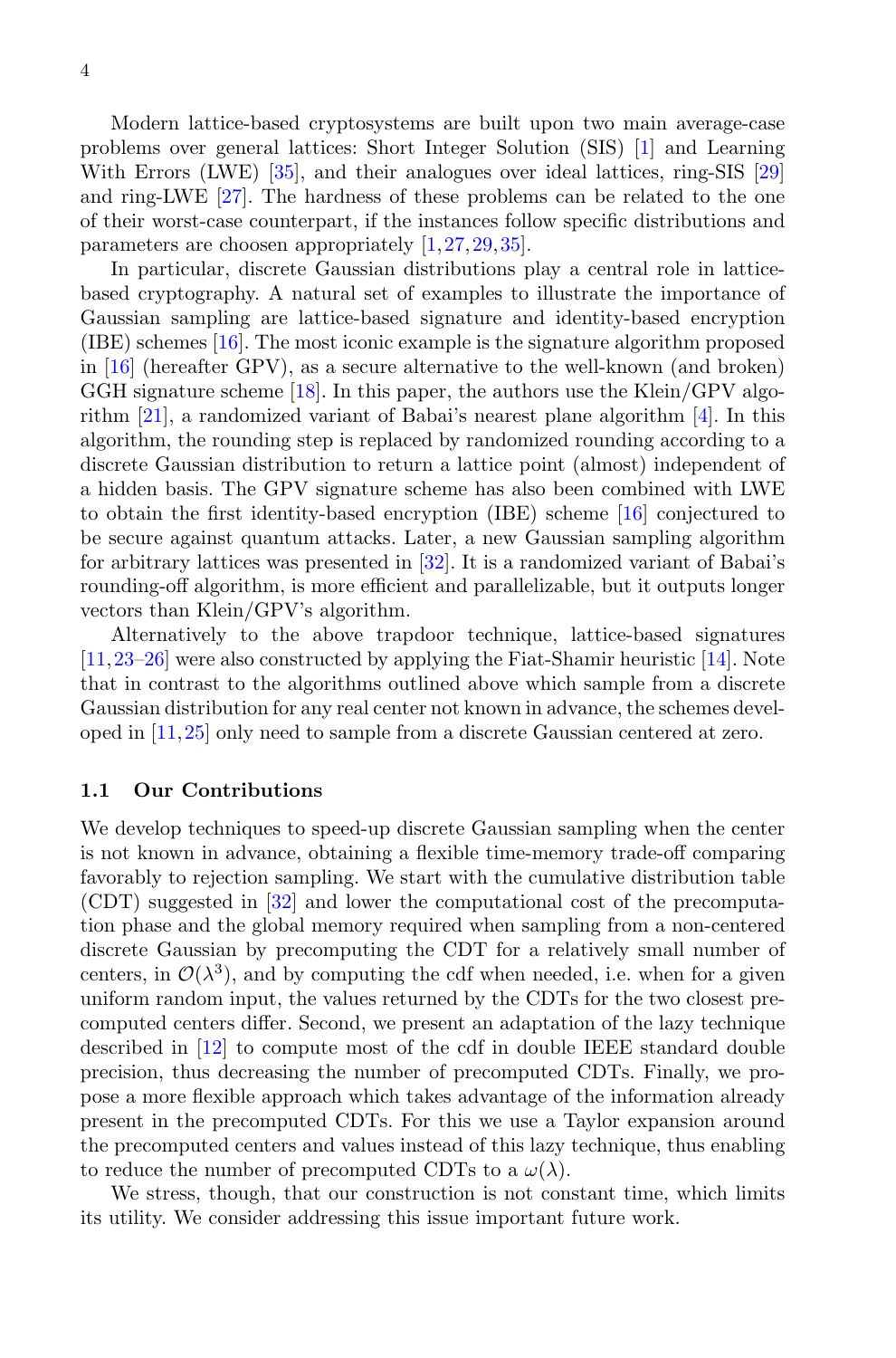Modern lattice-based cryptosystems are built upon two main average-case problems over general lattices: Short Integer Solution (SIS) [1] and Learning With Errors (LWE) [35], and their analogues over ideal lattices, ring-SIS [29] and ring-LWE [27]. The hardness of these problems can be related to the one of their worst-case counterpart, if the instances follow specific distributions and parameters are choosen appropriately [1,27,29,35].

In particular, discrete Gaussian distributions play a central role in lattice-based cryptography. A natural set of examples to illustrate the importance of Gaussian sampling are lattice-based signature and identity-based encryption (IBE) schemes [16]. The most iconic example is the signature algorithm proposed in [16] (hereafter GPV), as a secure alternative to the well-known (and broken) GGH signature scheme [18]. In this paper, the authors use the Klein/GPV algorithm [21], a randomized variant of Babai's nearest plane algorithm [4]. In this algorithm, the rounding step is replaced by randomized rounding according to a discrete Gaussian distribution to return a lattice point (almost) independent of a hidden basis. The GPV signature scheme has also been combined with LWE to obtain the first identity-based encryption (IBE) scheme [16] conjectured to be secure against quantum attacks. Later, a new Gaussian sampling algorithm for arbitrary lattices was presented in [32]. It is a randomized variant of Babai's rounding-off algorithm, is more efficient and parallelizable, but it outputs longer vectors than Klein/GPV's algorithm.

Alternatively to the above trapdoor technique, lattice-based signatures [11,23–26] were also constructed by applying the Fiat-Shamir heuristic [14]. Note that in contrast to the algorithms outlined above which sample from a discrete Gaussian distribution for any real center not known in advance, the schemes developed in [11,25] only need to sample from a discrete Gaussian centered at zero.

### 1.1 Our Contributions

We develop techniques to speed-up discrete Gaussian sampling when the center is not known in advance, obtaining a flexible time-memory trade-off comparing favorably to rejection sampling. We start with the cumulative distribution table (CDT) suggested in [32] and lower the computational cost of the precomputation phase and the global memory required when sampling from a non-centered discrete Gaussian by precomputing the CDT for a relatively small number of centers, in $\mathcal{O}(\lambda^3)$, and by computing the cdf when needed, i.e. when for a given uniform random input, the values returned by the CDTs for the two closest precomputed centers differ. Second, we present an adaptation of the lazy technique described in [12] to compute most of the cdf in double IEEE standard double precision, thus decreasing the number of precomputed CDTs. Finally, we propose a more flexible approach which takes advantage of the information already present in the precomputed CDTs. For this we use a Taylor expansion around the precomputed centers and values instead of this lazy technique, thus enabling to reduce the number of precomputed CDTs to a $\omega(\lambda)$.

We stress, though, that our construction is not constant time, which limits its utility. We consider addressing this issue important future work.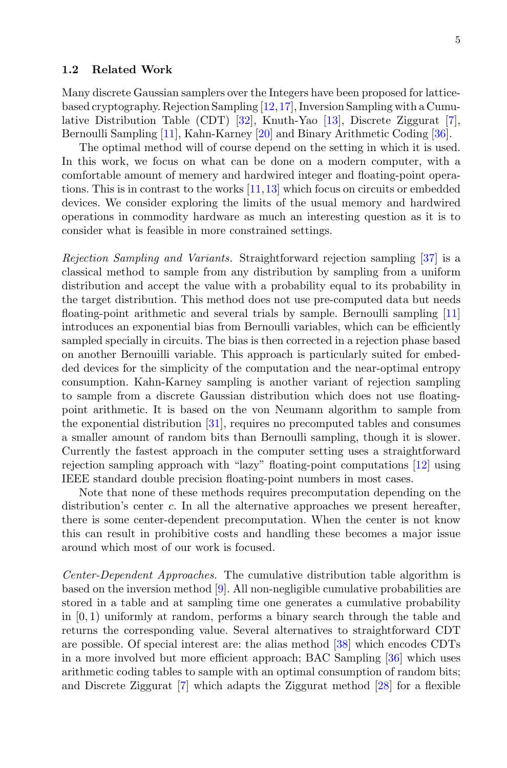### 1.2 Related Work

Many discrete Gaussian samplers over the Integers have been proposed for lattice-based cryptography. Rejection Sampling [12,17], Inversion Sampling with a Cumulative Distribution Table (CDT) [32], Knuth-Yao [13], Discrete Ziggurat [7], Bernoulli Sampling [11], Kahn-Karney [20] and Binary Arithmetic Coding [36].

The optimal method will of course depend on the setting in which it is used. In this work, we focus on what can be done on a modern computer, with a comfortable amount of memery and hardwired integer and floating-point operations. This is in contrast to the works [11,13] which focus on circuits or embedded devices. We consider exploring the limits of the usual memory and hardwired operations in commodity hardware as much an interesting question as it is to consider what is feasible in more constrained settings.

*Rejection Sampling and Variants.* Straightforward rejection sampling [37] is a classical method to sample from any distribution by sampling from a uniform distribution and accept the value with a probability equal to its probability in the target distribution. This method does not use pre-computed data but needs floating-point arithmetic and several trials by sample. Bernoulli sampling [11] introduces an exponential bias from Bernoulli variables, which can be efficiently sampled specially in circuits. The bias is then corrected in a rejection phase based on another Bernouilli variable. This approach is particularly suited for embedded devices for the simplicity of the computation and the near-optimal entropy consumption. Kahn-Karney sampling is another variant of rejection sampling to sample from a discrete Gaussian distribution which does not use floating-point arithmetic. It is based on the von Neumann algorithm to sample from the exponential distribution [31], requires no precomputed tables and consumes a smaller amount of random bits than Bernoulli sampling, though it is slower. Currently the fastest approach in the computer setting uses a straightforward rejection sampling approach with "lazy" floating-point computations [12] using IEEE standard double precision floating-point numbers in most cases.

Note that none of these methods requires precomputation depending on the distribution's center $c$. In all the alternative approaches we present hereafter, there is some center-dependent precomputation. When the center is not know this can result in prohibitive costs and handling these becomes a major issue around which most of our work is focused.

*Center-Dependent Approaches.* The cumulative distribution table algorithm is based on the inversion method [9]. All non-negligible cumulative probabilities are stored in a table and at sampling time one generates a cumulative probability in $[0, 1)$ uniformly at random, performs a binary search through the table and returns the corresponding value. Several alternatives to straightforward CDT are possible. Of special interest are: the alias method [38] which encodes CDTs in a more involved but more efficient approach; BAC Sampling [36] which uses arithmetic coding tables to sample with an optimal consumption of random bits; and Discrete Ziggurat [7] which adapts the Ziggurat method [28] for a flexible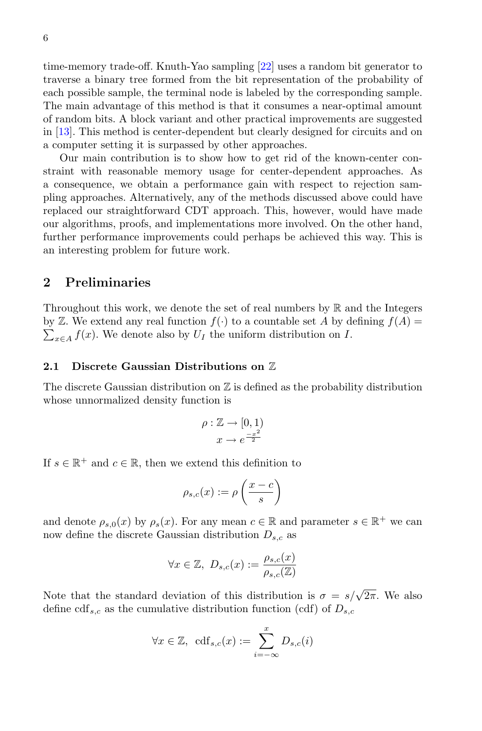time-memory trade-off. Knuth-Yao sampling [22] uses a random bit generator to traverse a binary tree formed from the bit representation of the probability of each possible sample, the terminal node is labeled by the corresponding sample. The main advantage of this method is that it consumes a near-optimal amount of random bits. A block variant and other practical improvements are suggested in [13]. This method is center-dependent but clearly designed for circuits and on a computer setting it is surpassed by other approaches.

Our main contribution is to show how to get rid of the known-center constraint with reasonable memory usage for center-dependent approaches. As a consequence, we obtain a performance gain with respect to rejection sampling approaches. Alternatively, any of the methods discussed above could have replaced our straightforward CDT approach. This, however, would have made our algorithms, proofs, and implementations more involved. On the other hand, further performance improvements could perhaps be achieved this way. This is an interesting problem for future work.

## 2 Preliminaries

Throughout this work, we denote the set of real numbers by $\mathbb{R}$ and the Integers by $\mathbb{Z}$. We extend any real function $f(\cdot)$ to a countable set $A$ by defining $f(A) = \sum_{x \in A} f(x)$. We denote also by $U_I$ the uniform distribution on $I$.

### 2.1 Discrete Gaussian Distributions on $\mathbb{Z}$

The discrete Gaussian distribution on $\mathbb{Z}$ is defined as the probability distribution whose unnormalized density function is

$$\begin{aligned} \rho : \mathbb{Z} &\rightarrow [0, 1) \\ x &\rightarrow e^{\frac{-x^2}{2}} \end{aligned}$$

If $s \in \mathbb{R}^+$ and $c \in \mathbb{R}$, then we extend this definition to

$$\rho_{s,c}(x) := \rho\left(\frac{x-c}{s}\right)$$

and denote $\rho_{s,0}(x)$ by $\rho_s(x)$. For any mean $c \in \mathbb{R}$ and parameter $s \in \mathbb{R}^+$ we can now define the discrete Gaussian distribution $D_{s,c}$ as

$$\forall x \in \mathbb{Z},\ D_{s,c}(x) := \frac{\rho_{s,c}(x)}{\rho_{s,c}(\mathbb{Z})}$$

Note that the standard deviation of this distribution is $\sigma = s/\sqrt{2\pi}$. We also define $\mathrm{cdf}_{s,c}$ as the cumulative distribution function (cdf) of $D_{s,c}$

$$\forall x \in \mathbb{Z},\ \mathrm{cdf}_{s,c}(x) := \sum_{i=-\infty}^{x} D_{s,c}(i)$$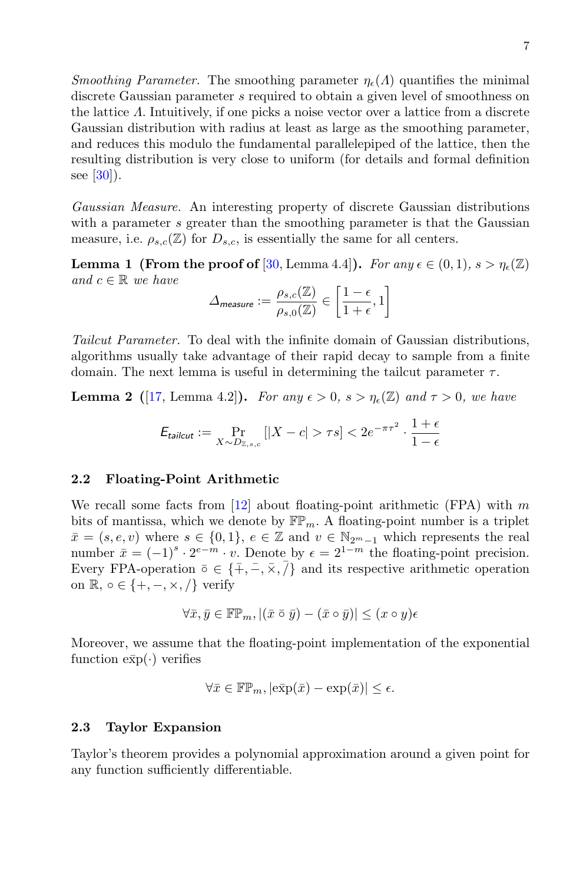*Smoothing Parameter.* The smoothing parameter $\eta_\epsilon(\Lambda)$ quantifies the minimal discrete Gaussian parameter $s$ required to obtain a given level of smoothness on the lattice $\Lambda$. Intuitively, if one picks a noise vector over a lattice from a discrete Gaussian distribution with radius at least as large as the smoothing parameter, and reduces this modulo the fundamental parallelepiped of the lattice, then the resulting distribution is very close to uniform (for details and formal definition see [30]).

*Gaussian Measure.* An interesting property of discrete Gaussian distributions with a parameter $s$ greater than the smoothing parameter is that the Gaussian measure, i.e. $\rho_{s,c}(\mathbb{Z})$ for $D_{s,c}$, is essentially the same for all centers.

**Lemma 1 (From the proof of [30, Lemma 4.4]).** *For any $\epsilon \in (0,1)$, $s > \eta_\epsilon(\mathbb{Z})$ and $c \in \mathbb{R}$ we have*

$$\Delta_{\mathsf{measure}} := \frac{\rho_{s,c}(\mathbb{Z})}{\rho_{s,0}(\mathbb{Z})} \in \left[\frac{1-\epsilon}{1+\epsilon}, 1\right]$$

*Tailcut Parameter.* To deal with the infinite domain of Gaussian distributions, algorithms usually take advantage of their rapid decay to sample from a finite domain. The next lemma is useful in determining the tailcut parameter $\tau$.

**Lemma 2 ([17, Lemma 4.2]).** *For any $\epsilon > 0$, $s > \eta_\epsilon(\mathbb{Z})$ and $\tau > 0$, we have*

$$E_{\mathsf{tailcut}} := \Pr_{X \sim D_{\mathbb{Z},s,c}}[|X - c| > \tau s] < 2e^{-\pi\tau^2} \cdot \frac{1+\epsilon}{1-\epsilon}$$

### 2.2 Floating-Point Arithmetic

We recall some facts from [12] about floating-point arithmetic (FPA) with $m$ bits of mantissa, which we denote by $\mathbb{FP}_m$. A floating-point number is a triplet $\bar{x} = (s, e, v)$ where $s \in \{0,1\}$, $e \in \mathbb{Z}$ and $v \in \mathbb{N}_{2^m - 1}$ which represents the real number $\bar{x} = (-1)^s \cdot 2^{e-m} \cdot v$. Denote by $\epsilon = 2^{1-m}$ the floating-point precision. Every FPA-operation $\bar{\circ} \in \{\bar{+}, \bar{-}, \bar{\times}, \bar{/}\}$ and its respective arithmetic operation on $\mathbb{R}$, $\circ \in \{+, -, \times, /\}$ verify

$$\forall \bar{x}, \bar{y} \in \mathbb{FP}_m, |(\bar{x} \mathbin{\bar{\circ}} \bar{y}) - (\bar{x} \circ \bar{y})| \leq (x \circ y)\epsilon$$

Moreover, we assume that the floating-point implementation of the exponential function $\bar{\exp}(\cdot)$ verifies

$$\forall \bar{x} \in \mathbb{FP}_m, |\bar{\exp}(\bar{x}) - \exp(\bar{x})| \leq \epsilon.$$

### 2.3 Taylor Expansion

Taylor's theorem provides a polynomial approximation around a given point for any function sufficiently differentiable.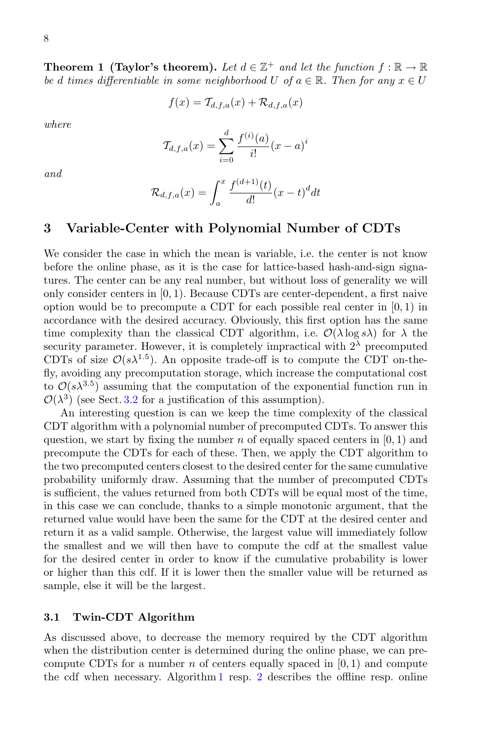**Theorem 1 (Taylor's theorem).** *Let $d \in \mathbb{Z}^+$ and let the function $f : \mathbb{R} \to \mathbb{R}$ be $d$ times differentiable in some neighborhood $U$ of $a \in \mathbb{R}$. Then for any $x \in U$*

$$f(x) = \mathcal{T}_{d,f,a}(x) + \mathcal{R}_{d,f,a}(x)$$

*where*

$$\mathcal{T}_{d,f,a}(x) = \sum_{i=0}^{d} \frac{f^{(i)}(a)}{i!}(x-a)^i$$

*and*

$$\mathcal{R}_{d,f,a}(x) = \int_a^x \frac{f^{(d+1)}(t)}{d!}(x-t)^d dt$$

## 3 Variable-Center with Polynomial Number of CDTs

We consider the case in which the mean is variable, i.e. the center is not know before the online phase, as it is the case for lattice-based hash-and-sign signatures. The center can be any real number, but without loss of generality we will only consider centers in $[0, 1)$. Because CDTs are center-dependent, a first naive option would be to precompute a CDT for each possible real center in $[0, 1)$ in accordance with the desired accuracy. Obviously, this first option has the same time complexity than the classical CDT algorithm, i.e. $\mathcal{O}(\lambda \log s\lambda)$ for $\lambda$ the security parameter. However, it is completely impractical with $2^\lambda$ precomputed CDTs of size $\mathcal{O}(s\lambda^{1.5})$. An opposite trade-off is to compute the CDT on-the-fly, avoiding any precomputation storage, which increase the computational cost to $\mathcal{O}(s\lambda^{3.5})$ assuming that the computation of the exponential function run in $\mathcal{O}(\lambda^3)$ (see Sect. 3.2 for a justification of this assumption).

An interesting question is can we keep the time complexity of the classical CDT algorithm with a polynomial number of precomputed CDTs. To answer this question, we start by fixing the number $n$ of equally spaced centers in $[0, 1)$ and precompute the CDTs for each of these. Then, we apply the CDT algorithm to the two precomputed centers closest to the desired center for the same cumulative probability uniformly draw. Assuming that the number of precomputed CDTs is sufficient, the values returned from both CDTs will be equal most of the time, in this case we can conclude, thanks to a simple monotonic argument, that the returned value would have been the same for the CDT at the desired center and return it as a valid sample. Otherwise, the largest value will immediately follow the smallest and we will then have to compute the cdf at the smallest value for the desired center in order to know if the cumulative probability is lower or higher than this cdf. If it is lower then the smaller value will be returned as sample, else it will be the largest.

### 3.1 Twin-CDT Algorithm

As discussed above, to decrease the memory required by the CDT algorithm when the distribution center is determined during the online phase, we can precompute CDTs for a number $n$ of centers equally spaced in $[0, 1)$ and compute the cdf when necessary. Algorithm 1 resp. 2 describes the offline resp. online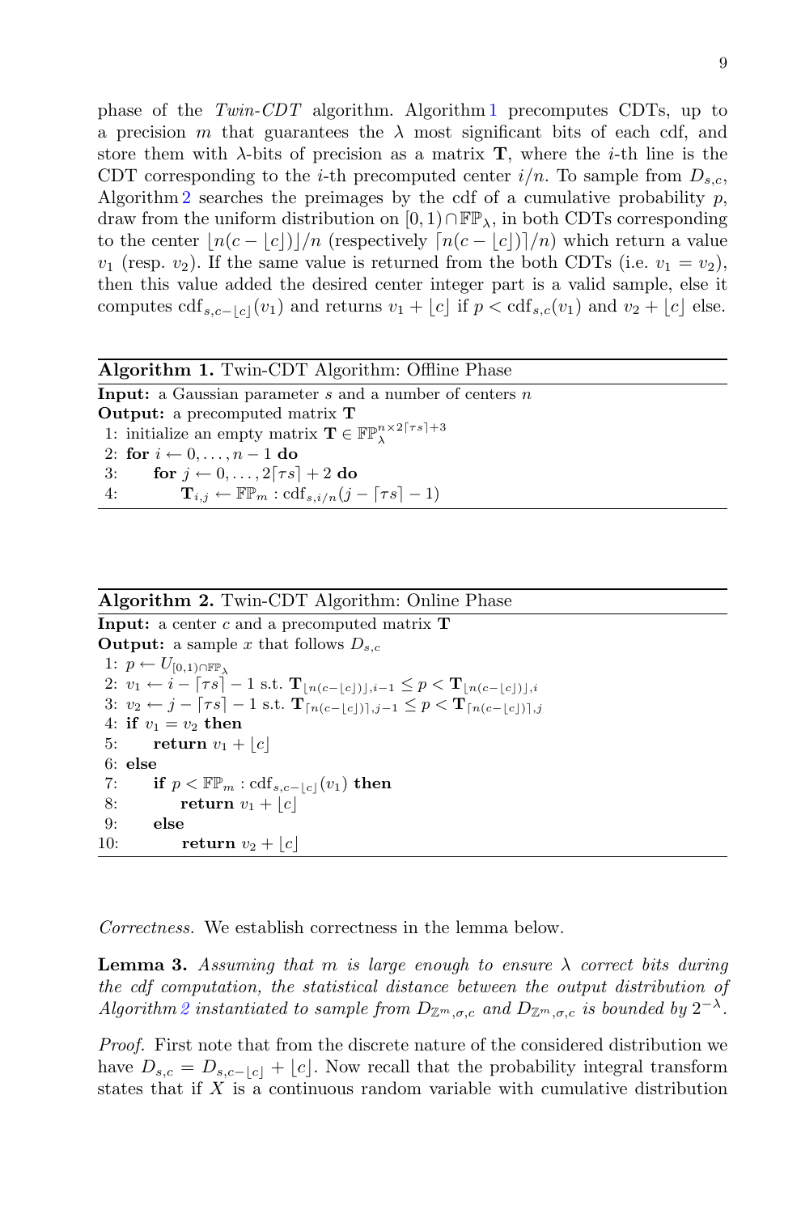phase of the *Twin-CDT* algorithm. Algorithm 1 precomputes CDTs, up to a precision $m$ that guarantees the $\lambda$ most significant bits of each cdf, and store them with $\lambda$-bits of precision as a matrix $\mathbf{T}$, where the $i$-th line is the CDT corresponding to the $i$-th precomputed center $i/n$. To sample from $D_{s,c}$, Algorithm 2 searches the preimages by the cdf of a cumulative probability $p$, draw from the uniform distribution on $[0,1) \cap \mathbb{FP}_\lambda$, in both CDTs corresponding to the center $\lfloor n(c - \lfloor c \rfloor) \rfloor / n$ (respectively $\lceil n(c - \lfloor c \rfloor) \rceil / n$) which return a value $v_1$ (resp. $v_2$). If the same value is returned from the both CDTs (i.e. $v_1 = v_2$), then this value added the desired center integer part is a valid sample, else it computes $\mathrm{cdf}_{s,c-\lfloor c \rfloor}(v_1)$ and returns $v_1 + \lfloor c \rfloor$ if $p < \mathrm{cdf}_{s,c}(v_1)$ and $v_2 + \lfloor c \rfloor$ else.

---

**Algorithm 1.** Twin-CDT Algorithm: Offline Phase

**Input:** a Gaussian parameter $s$ and a number of centers $n$
**Output:** a precomputed matrix $\mathbf{T}$

1: initialize an empty matrix $\mathbf{T} \in \mathbb{FP}_\lambda^{n \times 2\lceil \tau s \rceil + 3}$
2: **for** $i \leftarrow 0, \ldots, n-1$ **do**
3: &nbsp;&nbsp;&nbsp;&nbsp;**for** $j \leftarrow 0, \ldots, 2\lceil \tau s \rceil + 2$ **do**
4: &nbsp;&nbsp;&nbsp;&nbsp;&nbsp;&nbsp;&nbsp;&nbsp;$\mathbf{T}_{i,j} \leftarrow \mathbb{FP}_m : \mathrm{cdf}_{s,i/n}(j - \lceil \tau s \rceil - 1)$

---

**Algorithm 2.** Twin-CDT Algorithm: Online Phase

**Input:** a center $c$ and a precomputed matrix $\mathbf{T}$
**Output:** a sample $x$ that follows $D_{s,c}$

1: $p \leftarrow U_{[0,1) \cap \mathbb{FP}_\lambda}$
2: $v_1 \leftarrow i - \lceil \tau s \rceil - 1$ s.t. $\mathbf{T}_{\lfloor n(c - \lfloor c \rfloor) \rfloor, i-1} \leq p < \mathbf{T}_{\lfloor n(c - \lfloor c \rfloor) \rfloor, i}$
3: $v_2 \leftarrow j - \lceil \tau s \rceil - 1$ s.t. $\mathbf{T}_{\lceil n(c - \lfloor c \rfloor) \rceil, j-1} \leq p < \mathbf{T}_{\lceil n(c - \lfloor c \rfloor) \rceil, j}$
4: **if** $v_1 = v_2$ **then**
5: &nbsp;&nbsp;&nbsp;&nbsp;**return** $v_1 + \lfloor c \rfloor$
6: **else**
7: &nbsp;&nbsp;&nbsp;&nbsp;**if** $p < \mathbb{FP}_m : \mathrm{cdf}_{s,c-\lfloor c \rfloor}(v_1)$ **then**
8: &nbsp;&nbsp;&nbsp;&nbsp;&nbsp;&nbsp;&nbsp;&nbsp;**return** $v_1 + \lfloor c \rfloor$
9: &nbsp;&nbsp;&nbsp;&nbsp;**else**
10: &nbsp;&nbsp;&nbsp;&nbsp;&nbsp;&nbsp;&nbsp;**return** $v_2 + \lfloor c \rfloor$

---

*Correctness.* We establish correctness in the lemma below.

**Lemma 3.** *Assuming that $m$ is large enough to ensure $\lambda$ correct bits during the cdf computation, the statistical distance between the output distribution of Algorithm 2 instantiated to sample from $D_{\mathbb{Z}^m,\sigma,c}$ and $D_{\mathbb{Z}^m,\sigma,c}$ is bounded by $2^{-\lambda}$.*

*Proof.* First note that from the discrete nature of the considered distribution we have $D_{s,c} = D_{s,c-\lfloor c \rfloor} + \lfloor c \rfloor$. Now recall that the probability integral transform states that if $X$ is a continuous random variable with cumulative distribution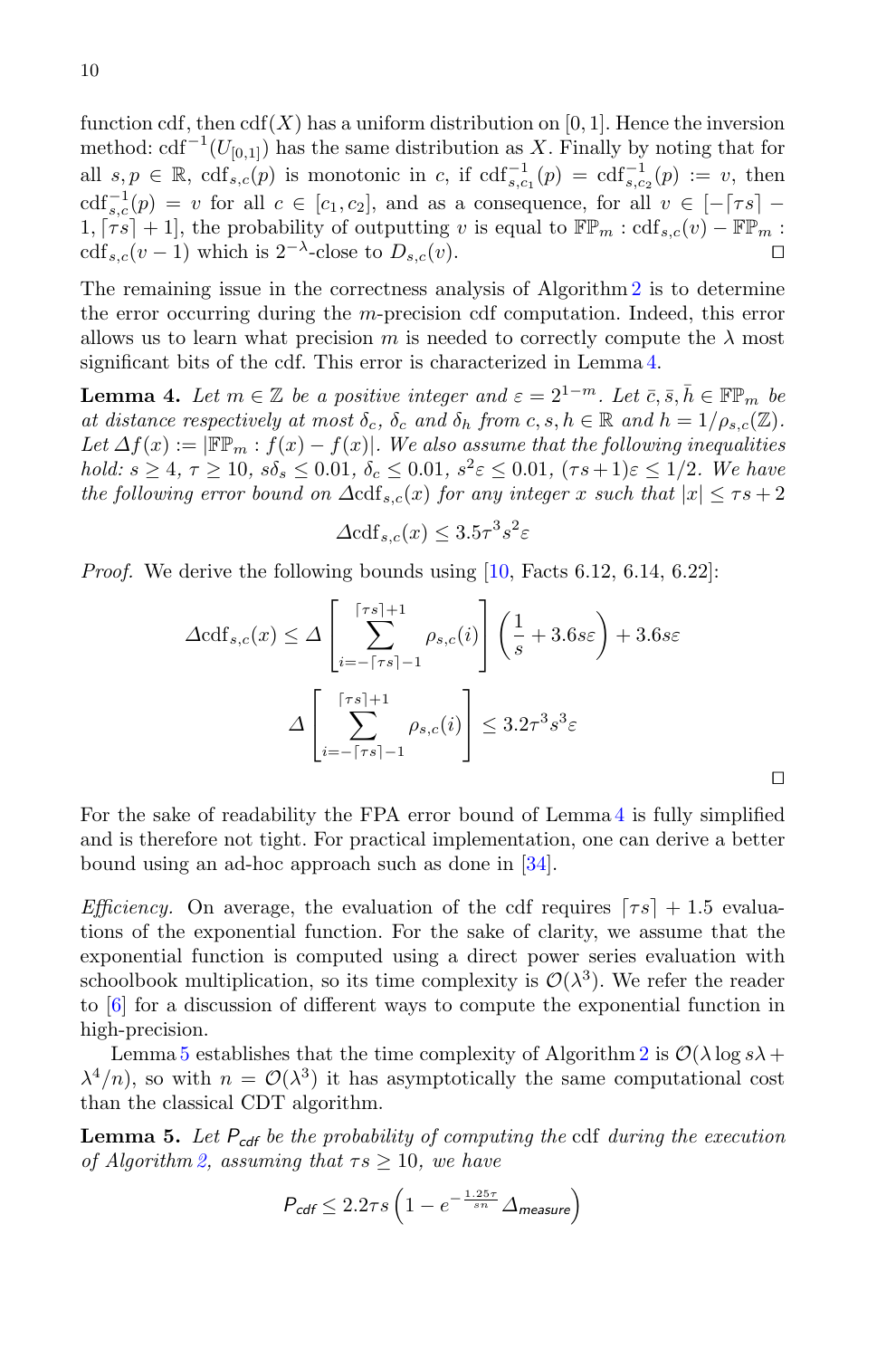function cdf, then $\mathrm{cdf}(X)$ has a uniform distribution on $[0,1]$. Hence the inversion method: $\mathrm{cdf}^{-1}(U_{[0,1]})$ has the same distribution as $X$. Finally by noting that for all $s, p \in \mathbb{R}$, $\mathrm{cdf}_{s,c}(p)$ is monotonic in $c$, if $\mathrm{cdf}^{-1}_{s,c_1}(p) = \mathrm{cdf}^{-1}_{s,c_2}(p) := v$, then $\mathrm{cdf}^{-1}_{s,c}(p) = v$ for all $c \in [c_1, c_2]$, and as a consequence, for all $v \in [-\lceil \tau s \rceil - 1, \lceil \tau s \rceil + 1]$, the probability of outputting $v$ is equal to $\mathbb{FP}_m : \mathrm{cdf}_{s,c}(v) - \mathbb{FP}_m : \mathrm{cdf}_{s,c}(v-1)$ which is $2^{-\lambda}$-close to $D_{s,c}(v)$. □

The remaining issue in the correctness analysis of Algorithm 2 is to determine the error occurring during the $m$-precision cdf computation. Indeed, this error allows us to learn what precision $m$ is needed to correctly compute the $\lambda$ most significant bits of the cdf. This error is characterized in Lemma 4.

**Lemma 4.** *Let $m \in \mathbb{Z}$ be a positive integer and $\varepsilon = 2^{1-m}$. Let $\bar{c}, \bar{s}, \bar{h} \in \mathbb{FP}_m$ be at distance respectively at most $\delta_c$, $\delta_c$ and $\delta_h$ from $c, s, h \in \mathbb{R}$ and $h = 1/\rho_{s,c}(\mathbb{Z})$. Let $\Delta f(x) := |\mathbb{FP}_m : f(x) - f(x)|$. We also assume that the following inequalities hold: $s \geq 4$, $\tau \geq 10$, $s\delta_s \leq 0.01$, $\delta_c \leq 0.01$, $s^2\varepsilon \leq 0.01$, $(\tau s + 1)\varepsilon \leq 1/2$. We have the following error bound on $\Delta \mathrm{cdf}_{s,c}(x)$ for any integer $x$ such that $|x| \leq \tau s + 2$*

$$\Delta \mathrm{cdf}_{s,c}(x) \leq 3.5\tau^3 s^2 \varepsilon$$

*Proof.* We derive the following bounds using [10, Facts 6.12, 6.14, 6.22]:

$$\Delta \mathrm{cdf}_{s,c}(x) \leq \Delta \left[ \sum_{i=-\lceil \tau s \rceil - 1}^{\lceil \tau s \rceil + 1} \rho_{s,c}(i) \right] \left( \frac{1}{s} + 3.6 s\varepsilon \right) + 3.6 s\varepsilon$$

$$\Delta \left[ \sum_{i=-\lceil \tau s \rceil - 1}^{\lceil \tau s \rceil + 1} \rho_{s,c}(i) \right] \leq 3.2\tau^3 s^3 \varepsilon$$

□

For the sake of readability the FPA error bound of Lemma 4 is fully simplified and is therefore not tight. For practical implementation, one can derive a better bound using an ad-hoc approach such as done in [34].

*Efficiency.* On average, the evaluation of the cdf requires $\lceil \tau s \rceil + 1.5$ evaluations of the exponential function. For the sake of clarity, we assume that the exponential function is computed using a direct power series evaluation with schoolbook multiplication, so its time complexity is $\mathcal{O}(\lambda^3)$. We refer the reader to [6] for a discussion of different ways to compute the exponential function in high-precision.

Lemma 5 establishes that the time complexity of Algorithm 2 is $\mathcal{O}(\lambda \log s\lambda + \lambda^4/n)$, so with $n = \mathcal{O}(\lambda^3)$ it has asymptotically the same computational cost than the classical CDT algorithm.

**Lemma 5.** *Let $P_{cdf}$ be the probability of computing the* cdf *during the execution of Algorithm 2, assuming that $\tau s \geq 10$, we have*

$$P_{cdf} \leq 2.2\tau s \left(1 - e^{-\frac{1.25\tau}{sn}} \Delta_{measure}\right)$$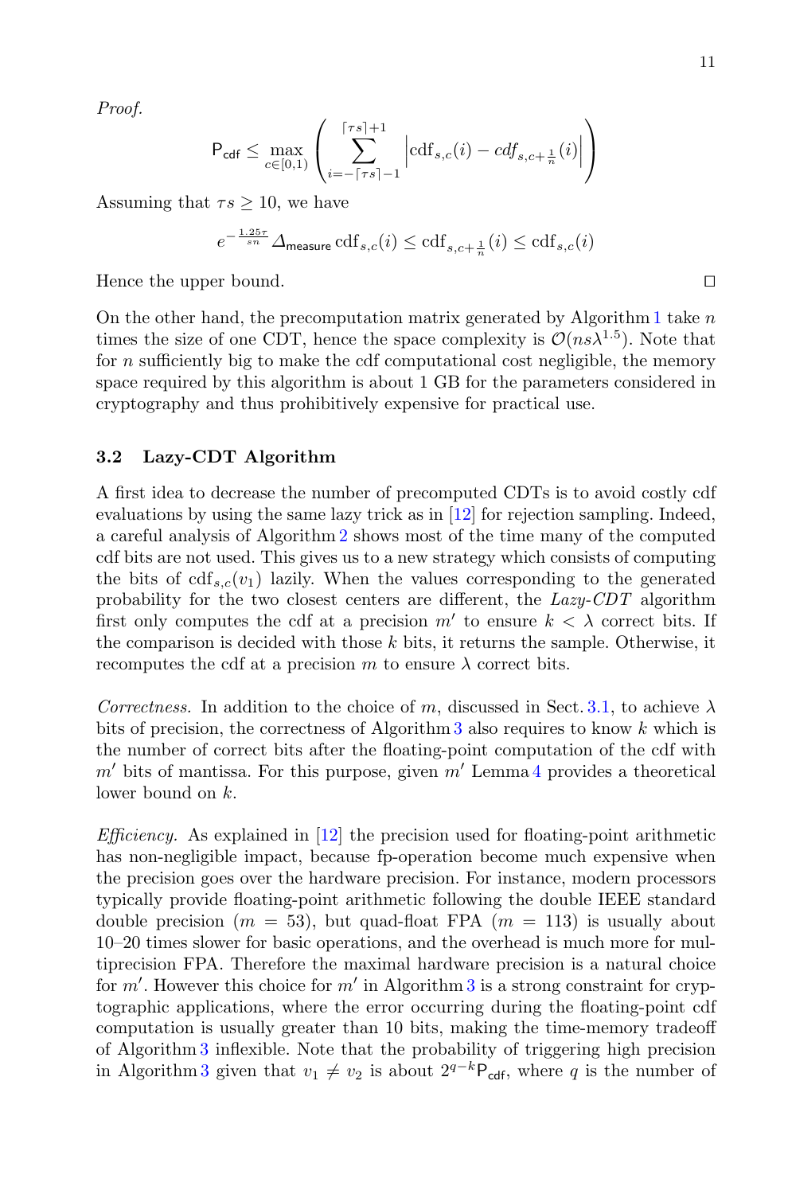*Proof.*

$$\mathsf{P}_{\mathsf{cdf}} \leq \max_{c\in[0,1)} \left( \sum_{i=-\lceil \tau s \rceil -1}^{\lceil \tau s \rceil +1} \left| \mathrm{cdf}_{s,c}(i) - cdf_{s,c+\frac{1}{n}}(i) \right| \right)$$

Assuming that $\tau s \geq 10$, we have

$$e^{-\frac{1.25\tau}{sn}\varDelta_{\mathsf{measure}}} \mathrm{cdf}_{s,c}(i) \leq \mathrm{cdf}_{s,c+\frac{1}{n}}(i) \leq \mathrm{cdf}_{s,c}(i)$$

Hence the upper bound. □

On the other hand, the precomputation matrix generated by Algorithm 1 take $n$ times the size of one CDT, hence the space complexity is $\mathcal{O}(ns\lambda^{1.5})$. Note that for $n$ sufficiently big to make the cdf computational cost negligible, the memory space required by this algorithm is about 1 GB for the parameters considered in cryptography and thus prohibitively expensive for practical use.

### 3.2 Lazy-CDT Algorithm

A first idea to decrease the number of precomputed CDTs is to avoid costly cdf evaluations by using the same lazy trick as in [12] for rejection sampling. Indeed, a careful analysis of Algorithm 2 shows most of the time many of the computed cdf bits are not used. This gives us to a new strategy which consists of computing the bits of $\mathrm{cdf}_{s,c}(v_1)$ lazily. When the values corresponding to the generated probability for the two closest centers are different, the *Lazy-CDT* algorithm first only computes the cdf at a precision $m'$ to ensure $k < \lambda$ correct bits. If the comparison is decided with those $k$ bits, it returns the sample. Otherwise, it recomputes the cdf at a precision $m$ to ensure $\lambda$ correct bits.

*Correctness.* In addition to the choice of $m$, discussed in Sect. 3.1, to achieve $\lambda$ bits of precision, the correctness of Algorithm 3 also requires to know $k$ which is the number of correct bits after the floating-point computation of the cdf with $m'$ bits of mantissa. For this purpose, given $m'$ Lemma 4 provides a theoretical lower bound on $k$.

*Efficiency.* As explained in [12] the precision used for floating-point arithmetic has non-negligible impact, because fp-operation become much expensive when the precision goes over the hardware precision. For instance, modern processors typically provide floating-point arithmetic following the double IEEE standard double precision ($m = 53$), but quad-float FPA ($m = 113$) is usually about 10–20 times slower for basic operations, and the overhead is much more for multiprecision FPA. Therefore the maximal hardware precision is a natural choice for $m'$. However this choice for $m'$ in Algorithm 3 is a strong constraint for cryptographic applications, where the error occurring during the floating-point cdf computation is usually greater than 10 bits, making the time-memory tradeoff of Algorithm 3 inflexible. Note that the probability of triggering high precision in Algorithm 3 given that $v_1 \neq v_2$ is about $2^{q-k}\mathsf{P}_{\mathsf{cdf}}$, where $q$ is the number of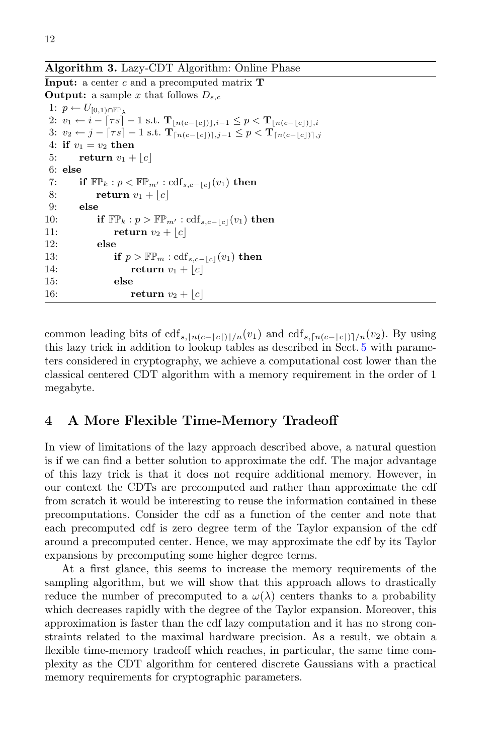**Algorithm 3.** Lazy-CDT Algorithm: Online Phase

**Input:** a center $c$ and a precomputed matrix $\mathbf{T}$

**Output:** a sample $x$ that follows $D_{s,c}$

```
1: p ← U_{[0,1)∩FP_λ}
2: v_1 ← i − ⌈τs⌉ − 1 s.t. T_{⌊n(c−⌊c⌋)⌋,i−1} ≤ p < T_{⌊n(c−⌊c⌋)⌋,i}
3: v_2 ← j − ⌈τs⌉ − 1 s.t. T_{⌈n(c−⌊c⌋)⌉,j−1} ≤ p < T_{⌈n(c−⌊c⌋)⌉,j}
4: if v_1 = v_2 then
5:     return v_1 + ⌊c⌋
6: else
7:     if FP_k : p < FP_{m'} : cdf_{s,c−⌊c⌋}(v_1) then
8:         return v_1 + ⌊c⌋
9:     else
10:        if FP_k : p > FP_{m'} : cdf_{s,c−⌊c⌋}(v_1) then
11:            return v_2 + ⌊c⌋
12:        else
13:            if p > FP_m : cdf_{s,c−⌊c⌋}(v_1) then
14:                return v_1 + ⌊c⌋
15:            else
16:                return v_2 + ⌊c⌋
```

common leading bits of $\mathrm{cdf}_{s,\lfloor n(c-\lfloor c\rfloor)\rfloor/n}(v_1)$ and $\mathrm{cdf}_{s,\lceil n(c-\lfloor c\rfloor)\rceil/n}(v_2)$. By using this lazy trick in addition to lookup tables as described in Sect. 5 with parameters considered in cryptography, we achieve a computational cost lower than the classical centered CDT algorithm with a memory requirement in the order of 1 megabyte.

## 4 A More Flexible Time-Memory Tradeoff

In view of limitations of the lazy approach described above, a natural question is if we can find a better solution to approximate the cdf. The major advantage of this lazy trick is that it does not require additional memory. However, in our context the CDTs are precomputed and rather than approximate the cdf from scratch it would be interesting to reuse the information contained in these precomputations. Consider the cdf as a function of the center and note that each precomputed cdf is zero degree term of the Taylor expansion of the cdf around a precomputed center. Hence, we may approximate the cdf by its Taylor expansions by precomputing some higher degree terms.

At a first glance, this seems to increase the memory requirements of the sampling algorithm, but we will show that this approach allows to drastically reduce the number of precomputed to a $\omega(\lambda)$ centers thanks to a probability which decreases rapidly with the degree of the Taylor expansion. Moreover, this approximation is faster than the cdf lazy computation and it has no strong constraints related to the maximal hardware precision. As a result, we obtain a flexible time-memory tradeoff which reaches, in particular, the same time complexity as the CDT algorithm for centered discrete Gaussians with a practical memory requirements for cryptographic parameters.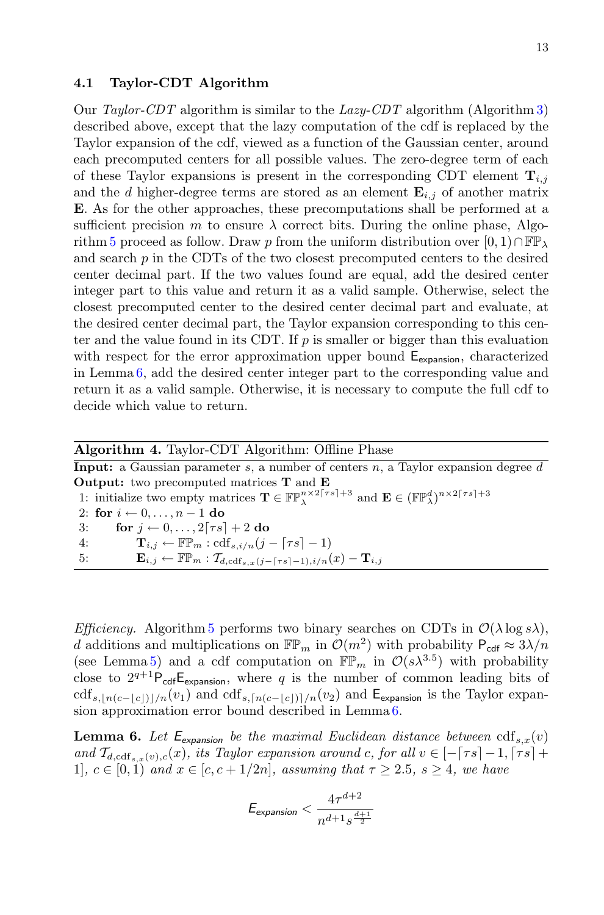### 4.1 Taylor-CDT Algorithm

Our *Taylor-CDT* algorithm is similar to the *Lazy-CDT* algorithm (Algorithm 3) described above, except that the lazy computation of the cdf is replaced by the Taylor expansion of the cdf, viewed as a function of the Gaussian center, around each precomputed centers for all possible values. The zero-degree term of each of these Taylor expansions is present in the corresponding CDT element $\mathbf{T}_{i,j}$ and the $d$ higher-degree terms are stored as an element $\mathbf{E}_{i,j}$ of another matrix $\mathbf{E}$. As for the other approaches, these precomputations shall be performed at a sufficient precision $m$ to ensure $\lambda$ correct bits. During the online phase, Algorithm 5 proceed as follow. Draw $p$ from the uniform distribution over $[0,1) \cap \mathbb{FP}_\lambda$ and search $p$ in the CDTs of the two closest precomputed centers to the desired center decimal part. If the two values found are equal, add the desired center integer part to this value and return it as a valid sample. Otherwise, select the closest precomputed center to the desired center decimal part and evaluate, at the desired center decimal part, the Taylor expansion corresponding to this center and the value found in its CDT. If $p$ is smaller or bigger than this evaluation with respect for the error approximation upper bound $\mathsf{E}_{\mathsf{expansion}}$, characterized in Lemma 6, add the desired center integer part to the corresponding value and return it as a valid sample. Otherwise, it is necessary to compute the full cdf to decide which value to return.

---

**Algorithm 4.** Taylor-CDT Algorithm: Offline Phase

---

**Input:** a Gaussian parameter $s$, a number of centers $n$, a Taylor expansion degree $d$
**Output:** two precomputed matrices $\mathbf{T}$ and $\mathbf{E}$

1: initialize two empty matrices $\mathbf{T} \in \mathbb{FP}_\lambda^{n \times 2\lceil \tau s \rceil + 3}$ and $\mathbf{E} \in (\mathbb{FP}_\lambda^d)^{n \times 2\lceil \tau s \rceil + 3}$
2: **for** $i \leftarrow 0, \ldots, n-1$ **do**
3: &nbsp;&nbsp;&nbsp;&nbsp;**for** $j \leftarrow 0, \ldots, 2\lceil \tau s \rceil + 2$ **do**
4: &nbsp;&nbsp;&nbsp;&nbsp;&nbsp;&nbsp;&nbsp;&nbsp;$\mathbf{T}_{i,j} \leftarrow \mathbb{FP}_m : \mathrm{cdf}_{s,i/n}(j - \lceil \tau s \rceil - 1)$
5: &nbsp;&nbsp;&nbsp;&nbsp;&nbsp;&nbsp;&nbsp;&nbsp;$\mathbf{E}_{i,j} \leftarrow \mathbb{FP}_m : \mathcal{T}_{d, \mathrm{cdf}_{s,x}(j - \lceil \tau s \rceil - 1), i/n}(x) - \mathbf{T}_{i,j}$

---

*Efficiency.* Algorithm 5 performs two binary searches on CDTs in $\mathcal{O}(\lambda \log s\lambda)$, $d$ additions and multiplications on $\mathbb{FP}_m$ in $\mathcal{O}(m^2)$ with probability $\mathsf{P}_{\mathsf{cdf}} \approx 3\lambda/n$ (see Lemma 5) and a cdf computation on $\mathbb{FP}_m$ in $\mathcal{O}(s\lambda^{3.5})$ with probability close to $2^{q+1}\mathsf{P}_{\mathsf{cdf}}\mathsf{E}_{\mathsf{expansion}}$, where $q$ is the number of common leading bits of $\mathrm{cdf}_{s,\lfloor n(c - \lfloor c \rfloor) \rfloor / n}(v_1)$ and $\mathrm{cdf}_{s,\lceil n(c - \lfloor c \rfloor) \rceil / n}(v_2)$ and $\mathsf{E}_{\mathsf{expansion}}$ is the Taylor expansion approximation error bound described in Lemma 6.

**Lemma 6.** *Let $\mathsf{E}_{\mathsf{expansion}}$ be the maximal Euclidean distance between $\mathrm{cdf}_{s,x}(v)$ and $\mathcal{T}_{d,\mathrm{cdf}_{s,x}(v),c}(x)$, its Taylor expansion around $c$, for all $v \in [-\lceil \tau s \rceil - 1, \lceil \tau s \rceil + 1]$, $c \in [0,1)$ and $x \in [c, c + 1/2n]$, assuming that $\tau \geq 2.5$, $s \geq 4$, we have*

$$\mathsf{E}_{\mathsf{expansion}} < \frac{4\tau^{d+2}}{n^{d+1} s^{\frac{d+1}{2}}}$$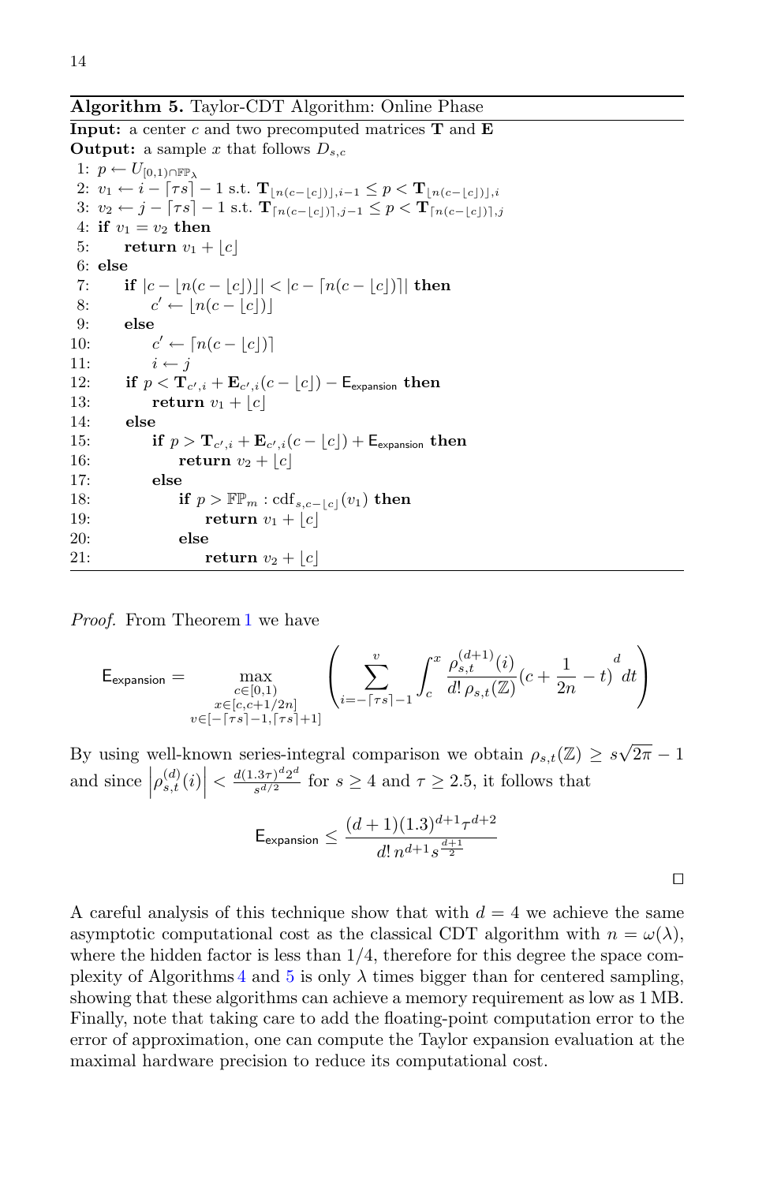**Algorithm 5.** Taylor-CDT Algorithm: Online Phase

**Input:** a center $c$ and two precomputed matrices $\mathbf{T}$ and $\mathbf{E}$
**Output:** a sample $x$ that follows $D_{s,c}$

1: $p \leftarrow U_{[0,1)\cap\mathbb{FP}_\lambda}$
2: $v_1 \leftarrow i - \lceil \tau s \rceil - 1$ s.t. $\mathbf{T}_{\lfloor n(c-\lfloor c \rfloor)\rfloor, i-1} \leq p < \mathbf{T}_{\lfloor n(c-\lfloor c \rfloor)\rfloor, i}$
3: $v_2 \leftarrow j - \lceil \tau s \rceil - 1$ s.t. $\mathbf{T}_{\lceil n(c-\lfloor c \rfloor)\rceil, j-1} \leq p < \mathbf{T}_{\lceil n(c-\lfloor c \rfloor)\rceil, j}$
4: **if** $v_1 = v_2$ **then**
5: &nbsp;&nbsp;&nbsp;&nbsp;**return** $v_1 + \lfloor c \rfloor$
6: **else**
7: &nbsp;&nbsp;&nbsp;&nbsp;**if** $|c - \lfloor n(c-\lfloor c \rfloor)\rfloor| < |c - \lceil n(c-\lfloor c \rfloor)\rceil|$ **then**
8: &nbsp;&nbsp;&nbsp;&nbsp;&nbsp;&nbsp;&nbsp;&nbsp;$c' \leftarrow \lfloor n(c-\lfloor c \rfloor)\rfloor$
9: &nbsp;&nbsp;&nbsp;&nbsp;**else**
10: &nbsp;&nbsp;&nbsp;&nbsp;&nbsp;&nbsp;&nbsp;&nbsp;$c' \leftarrow \lceil n(c-\lfloor c \rfloor)\rceil$
11: &nbsp;&nbsp;&nbsp;&nbsp;&nbsp;&nbsp;&nbsp;&nbsp;$i \leftarrow j$
12: &nbsp;&nbsp;&nbsp;&nbsp;**if** $p < \mathbf{T}_{c',i} + \mathbf{E}_{c',i}(c - \lfloor c \rfloor) - \mathsf{E}_{\text{expansion}}$ **then**
13: &nbsp;&nbsp;&nbsp;&nbsp;&nbsp;&nbsp;&nbsp;&nbsp;**return** $v_1 + \lfloor c \rfloor$
14: &nbsp;&nbsp;&nbsp;&nbsp;**else**
15: &nbsp;&nbsp;&nbsp;&nbsp;&nbsp;&nbsp;&nbsp;&nbsp;**if** $p > \mathbf{T}_{c',i} + \mathbf{E}_{c',i}(c - \lfloor c \rfloor) + \mathsf{E}_{\text{expansion}}$ **then**
16: &nbsp;&nbsp;&nbsp;&nbsp;&nbsp;&nbsp;&nbsp;&nbsp;&nbsp;&nbsp;&nbsp;&nbsp;**return** $v_2 + \lfloor c \rfloor$
17: &nbsp;&nbsp;&nbsp;&nbsp;&nbsp;&nbsp;&nbsp;&nbsp;**else**
18: &nbsp;&nbsp;&nbsp;&nbsp;&nbsp;&nbsp;&nbsp;&nbsp;&nbsp;&nbsp;&nbsp;&nbsp;**if** $p > \mathbb{FP}_m : \mathrm{cdf}_{s,c-\lfloor c \rfloor}(v_1)$ **then**
19: &nbsp;&nbsp;&nbsp;&nbsp;&nbsp;&nbsp;&nbsp;&nbsp;&nbsp;&nbsp;&nbsp;&nbsp;&nbsp;&nbsp;&nbsp;&nbsp;**return** $v_1 + \lfloor c \rfloor$
20: &nbsp;&nbsp;&nbsp;&nbsp;&nbsp;&nbsp;&nbsp;&nbsp;&nbsp;&nbsp;&nbsp;&nbsp;**else**
21: &nbsp;&nbsp;&nbsp;&nbsp;&nbsp;&nbsp;&nbsp;&nbsp;&nbsp;&nbsp;&nbsp;&nbsp;&nbsp;&nbsp;&nbsp;&nbsp;**return** $v_2 + \lfloor c \rfloor$

*Proof.* From Theorem 1 we have

$$\mathsf{E}_{\text{expansion}} = \max_{\substack{c\in[0,1)\\ x\in[c,c+1/2n]\\ v\in[-\lceil \tau s\rceil-1,\lceil \tau s\rceil+1]}} \left( \sum_{i=-\lceil \tau s\rceil-1}^{v} \int_c^x \frac{\rho_{s,t}^{(d+1)}(i)}{d!\,\rho_{s,t}(\mathbb{Z})} \left(c + \frac{1}{2n} - t\right)^d dt \right)$$

By using well-known series-integral comparison we obtain $\rho_{s,t}(\mathbb{Z}) \geq s\sqrt{2\pi} - 1$ and since $\left|\rho_{s,t}^{(d)}(i)\right| < \frac{d(1.3\tau)^d 2^d}{s^{d/2}}$ for $s \geq 4$ and $\tau \geq 2.5$, it follows that

$$\mathsf{E}_{\text{expansion}} \leq \frac{(d+1)(1.3)^{d+1}\tau^{d+2}}{d!\,n^{d+1}s^{\frac{d+1}{2}}}$$

□

A careful analysis of this technique show that with $d = 4$ we achieve the same asymptotic computational cost as the classical CDT algorithm with $n = \omega(\lambda)$, where the hidden factor is less than $1/4$, therefore for this degree the space complexity of Algorithms 4 and 5 is only $\lambda$ times bigger than for centered sampling, showing that these algorithms can achieve a memory requirement as low as 1 MB. Finally, note that taking care to add the floating-point computation error to the error of approximation, one can compute the Taylor expansion evaluation at the maximal hardware precision to reduce its computational cost.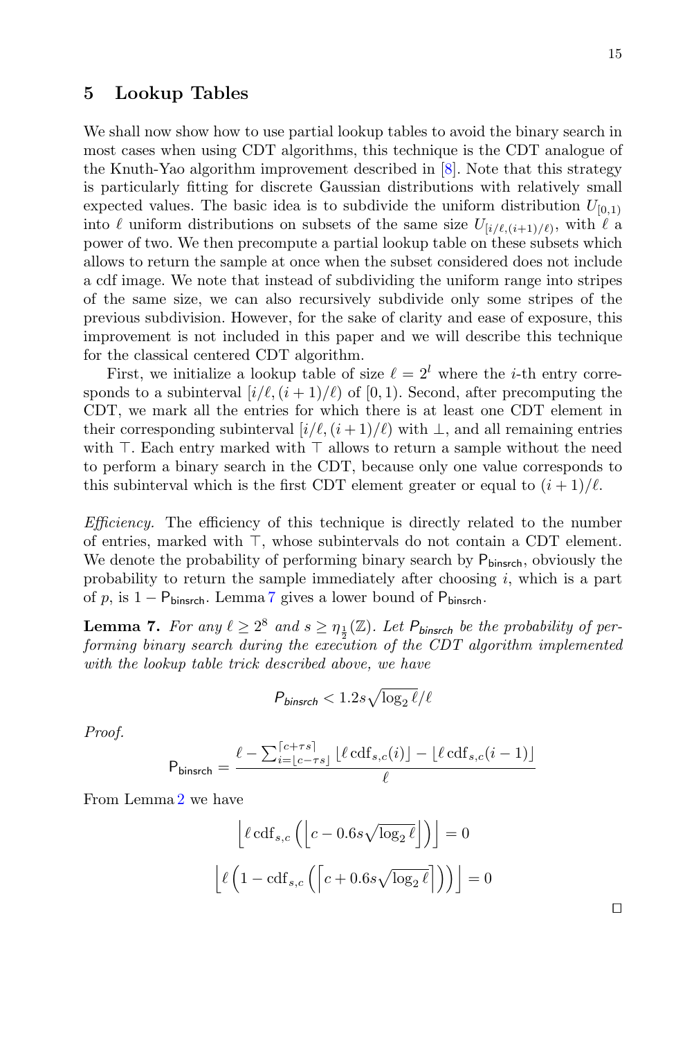## 5 Lookup Tables

We shall now show how to use partial lookup tables to avoid the binary search in most cases when using CDT algorithms, this technique is the CDT analogue of the Knuth-Yao algorithm improvement described in [8]. Note that this strategy is particularly fitting for discrete Gaussian distributions with relatively small expected values. The basic idea is to subdivide the uniform distribution $U_{[0,1)}$ into $\ell$ uniform distributions on subsets of the same size $U_{[i/\ell,(i+1)/\ell)}$, with $\ell$ a power of two. We then precompute a partial lookup table on these subsets which allows to return the sample at once when the subset considered does not include a cdf image. We note that instead of subdividing the uniform range into stripes of the same size, we can also recursively subdivide only some stripes of the previous subdivision. However, for the sake of clarity and ease of exposure, this improvement is not included in this paper and we will describe this technique for the classical centered CDT algorithm.

First, we initialize a lookup table of size $\ell = 2^l$ where the $i$-th entry corresponds to a subinterval $[i/\ell,(i+1)/\ell)$ of $[0,1)$. Second, after precomputing the CDT, we mark all the entries for which there is at least one CDT element in their corresponding subinterval $[i/\ell,(i+1)/\ell)$ with $\perp$, and all remaining entries with $\top$. Each entry marked with $\top$ allows to return a sample without the need to perform a binary search in the CDT, because only one value corresponds to this subinterval which is the first CDT element greater or equal to $(i+1)/\ell$.

*Efficiency.* The efficiency of this technique is directly related to the number of entries, marked with $\top$, whose subintervals do not contain a CDT element. We denote the probability of performing binary search by $\mathsf{P}_{\mathsf{binsrch}}$, obviously the probability to return the sample immediately after choosing $i$, which is a part of $p$, is $1 - \mathsf{P}_{\mathsf{binsrch}}$. Lemma 7 gives a lower bound of $\mathsf{P}_{\mathsf{binsrch}}$.

**Lemma 7.** *For any $\ell \geq 2^8$ and $s \geq \eta_{\frac{1}{2}}(\mathbb{Z})$. Let $P_{binsrch}$ be the probability of performing binary search during the execution of the CDT algorithm implemented with the lookup table trick described above, we have*

$$P_{binsrch} < 1.2s\sqrt{\log_2 \ell}/\ell$$

*Proof.*

$$\mathsf{P}_{\mathsf{binsrch}} = \frac{\ell - \sum_{i=\lfloor c-\tau s \rfloor}^{\lceil c+\tau s \rceil} \lfloor \ell\, \mathrm{cdf}_{s,c}(i) \rfloor - \lfloor \ell\, \mathrm{cdf}_{s,c}(i-1) \rfloor}{\ell}$$

From Lemma 2 we have

$$\left\lfloor \ell\, \mathrm{cdf}_{s,c}\left(\left\lfloor c - 0.6s\sqrt{\log_2 \ell}\right\rfloor\right)\right\rfloor = 0$$

$$\left\lfloor \ell\left(1 - \mathrm{cdf}_{s,c}\left(\left\lceil c + 0.6s\sqrt{\log_2 \ell}\right\rceil\right)\right)\right\rfloor = 0$$

$\square$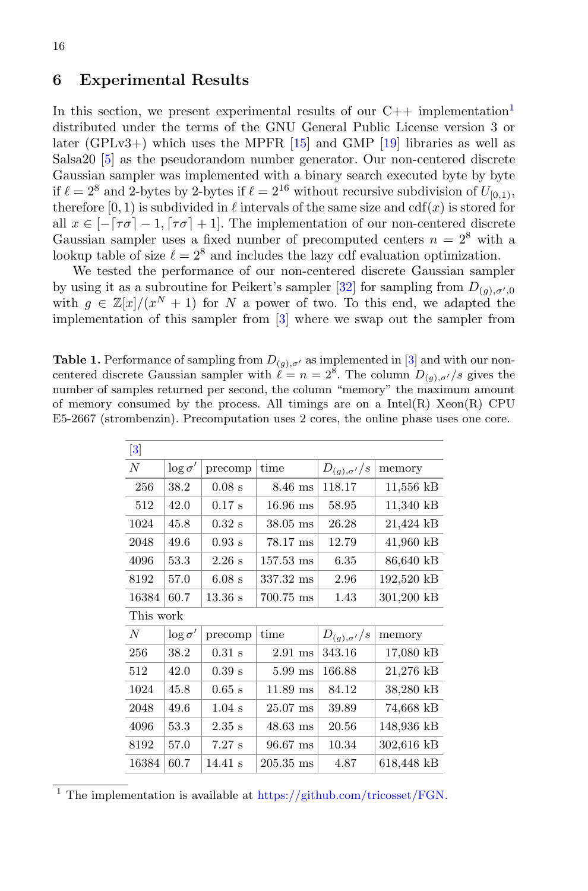## 6 Experimental Results

In this section, we present experimental results of our C++ implementation[1] distributed under the terms of the GNU General Public License version 3 or later (GPLv3+) which uses the MPFR [15] and GMP [19] libraries as well as Salsa20 [5] as the pseudorandom number generator. Our non-centered discrete Gaussian sampler was implemented with a binary search executed byte by byte if $\ell = 2^8$ and 2-bytes by 2-bytes if $\ell = 2^{16}$ without recursive subdivision of $U_{[0,1)}$, therefore $[0, 1)$ is subdivided in $\ell$ intervals of the same size and $\mathrm{cdf}(x)$ is stored for all $x \in [-\lceil \tau\sigma \rceil - 1, \lceil \tau\sigma \rceil + 1]$. The implementation of our non-centered discrete Gaussian sampler uses a fixed number of precomputed centers $n = 2^8$ with a lookup table of size $\ell = 2^8$ and includes the lazy cdf evaluation optimization.

We tested the performance of our non-centered discrete Gaussian sampler by using it as a subroutine for Peikert's sampler [32] for sampling from $D_{(g),\sigma',0}$ with $g \in \mathbb{Z}[x]/(x^N + 1)$ for $N$ a power of two. To this end, we adapted the implementation of this sampler from [3] where we swap out the sampler from

**Table 1.** Performance of sampling from $D_{(g),\sigma'}$ as implemented in [3] and with our non-centered discrete Gaussian sampler with $\ell = n = 2^8$. The column $D_{(g),\sigma'}/s$ gives the number of samples returned per second, the column "memory" the maximum amount of memory consumed by the process. All timings are on a Intel(R) Xeon(R) CPU E5-2667 (strombenzin). Precomputation uses 2 cores, the online phase uses one core.

| [3] | | | | | |
|---|---|---|---|---|---|
| $N$ | $\log \sigma'$ | precomp | time | $D_{(g),\sigma'}/s$ | memory |
| 256 | 38.2 | 0.08 s | 8.46 ms | 118.17 | 11,556 kB |
| 512 | 42.0 | 0.17 s | 16.96 ms | 58.95 | 11,340 kB |
| 1024 | 45.8 | 0.32 s | 38.05 ms | 26.28 | 21,424 kB |
| 2048 | 49.6 | 0.93 s | 78.17 ms | 12.79 | 41,960 kB |
| 4096 | 53.3 | 2.26 s | 157.53 ms | 6.35 | 86,640 kB |
| 8192 | 57.0 | 6.08 s | 337.32 ms | 2.96 | 192,520 kB |
| 16384 | 60.7 | 13.36 s | 700.75 ms | 1.43 | 301,200 kB |
| This work | | | | | |
| $N$ | $\log \sigma'$ | precomp | time | $D_{(g),\sigma'}/s$ | memory |
| 256 | 38.2 | 0.31 s | 2.91 ms | 343.16 | 17,080 kB |
| 512 | 42.0 | 0.39 s | 5.99 ms | 166.88 | 21,276 kB |
| 1024 | 45.8 | 0.65 s | 11.89 ms | 84.12 | 38,280 kB |
| 2048 | 49.6 | 1.04 s | 25.07 ms | 39.89 | 74,668 kB |
| 4096 | 53.3 | 2.35 s | 48.63 ms | 20.56 | 148,936 kB |
| 8192 | 57.0 | 7.27 s | 96.67 ms | 10.34 | 302,616 kB |
| 16384 | 60.7 | 14.41 s | 205.35 ms | 4.87 | 618,448 kB |

[1] The implementation is available at https://github.com/tricosset/FGN.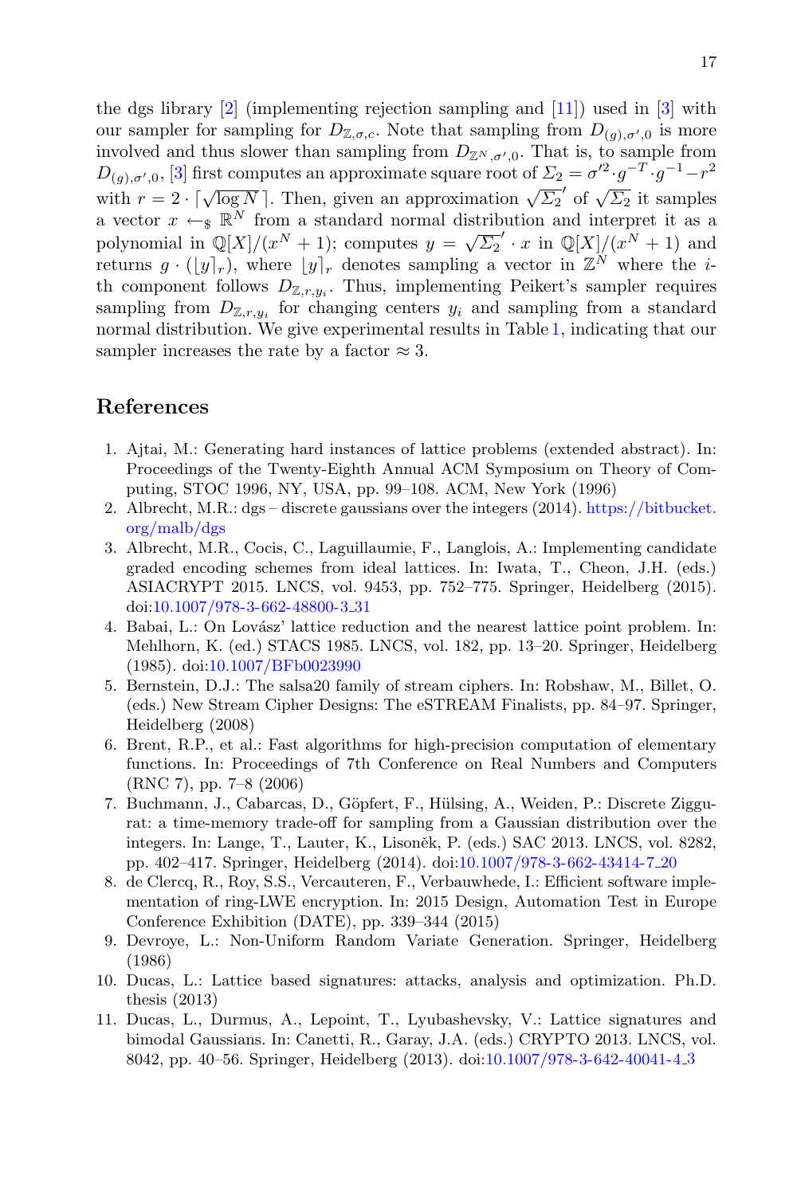the dgs library [2] (implementing rejection sampling and [11]) used in [3] with our sampler for sampling for $D_{\mathbb{Z},\sigma,c}$. Note that sampling from $D_{(g),\sigma',0}$ is more involved and thus slower than sampling from $D_{\mathbb{Z}^N,\sigma',0}$. That is, to sample from $D_{(g),\sigma',0}$, [3] first computes an approximate square root of $\Sigma_2 = \sigma'^2 \cdot g^{-T} \cdot g^{-1} - r^2$ with $r = 2 \cdot \lceil \sqrt{\log N} \,\rceil$. Then, given an approximation $\sqrt{\Sigma_2}'$ of $\sqrt{\Sigma_2}$ it samples a vector $x \leftarrow_{\$} \mathbb{R}^N$ from a standard normal distribution and interpret it as a polynomial in $\mathbb{Q}[X]/(x^N + 1)$; computes $y = \sqrt{\Sigma_2}' \cdot x$ in $\mathbb{Q}[X]/(x^N + 1)$ and returns $g \cdot (\lfloor y \rceil_r)$, where $\lfloor y \rceil_r$ denotes sampling a vector in $\mathbb{Z}^N$ where the $i$-th component follows $D_{\mathbb{Z},r,y_i}$. Thus, implementing Peikert's sampler requires sampling from $D_{\mathbb{Z},r,y_i}$ for changing centers $y_i$ and sampling from a standard normal distribution. We give experimental results in Table 1, indicating that our sampler increases the rate by a factor $\approx 3$.

## References

1. Ajtai, M.: Generating hard instances of lattice problems (extended abstract). In: Proceedings of the Twenty-Eighth Annual ACM Symposium on Theory of Computing, STOC 1996, NY, USA, pp. 99–108. ACM, New York (1996)
2. Albrecht, M.R.: dgs – discrete gaussians over the integers (2014). https://bitbucket.org/malb/dgs
3. Albrecht, M.R., Cocis, C., Laguillaumie, F., Langlois, A.: Implementing candidate graded encoding schemes from ideal lattices. In: Iwata, T., Cheon, J.H. (eds.) ASIACRYPT 2015. LNCS, vol. 9453, pp. 752–775. Springer, Heidelberg (2015). doi:10.1007/978-3-662-48800-3_31
4. Babai, L.: On Lovász' lattice reduction and the nearest lattice point problem. In: Mehlhorn, K. (ed.) STACS 1985. LNCS, vol. 182, pp. 13–20. Springer, Heidelberg (1985). doi:10.1007/BFb0023990
5. Bernstein, D.J.: The salsa20 family of stream ciphers. In: Robshaw, M., Billet, O. (eds.) New Stream Cipher Designs: The eSTREAM Finalists, pp. 84–97. Springer, Heidelberg (2008)
6. Brent, R.P., et al.: Fast algorithms for high-precision computation of elementary functions. In: Proceedings of 7th Conference on Real Numbers and Computers (RNC 7), pp. 7–8 (2006)
7. Buchmann, J., Cabarcas, D., Göpfert, F., Hülsing, A., Weiden, P.: Discrete Ziggurat: a time-memory trade-off for sampling from a Gaussian distribution over the integers. In: Lange, T., Lauter, K., Lisoněk, P. (eds.) SAC 2013. LNCS, vol. 8282, pp. 402–417. Springer, Heidelberg (2014). doi:10.1007/978-3-662-43414-7_20
8. de Clercq, R., Roy, S.S., Vercauteren, F., Verbauwhede, I.: Efficient software implementation of ring-LWE encryption. In: 2015 Design, Automation Test in Europe Conference Exhibition (DATE), pp. 339–344 (2015)
9. Devroye, L.: Non-Uniform Random Variate Generation. Springer, Heidelberg (1986)
10. Ducas, L.: Lattice based signatures: attacks, analysis and optimization. Ph.D. thesis (2013)
11. Ducas, L., Durmus, A., Lepoint, T., Lyubashevsky, V.: Lattice signatures and bimodal Gaussians. In: Canetti, R., Garay, J.A. (eds.) CRYPTO 2013. LNCS, vol. 8042, pp. 40–56. Springer, Heidelberg (2013). doi:10.1007/978-3-642-40041-4_3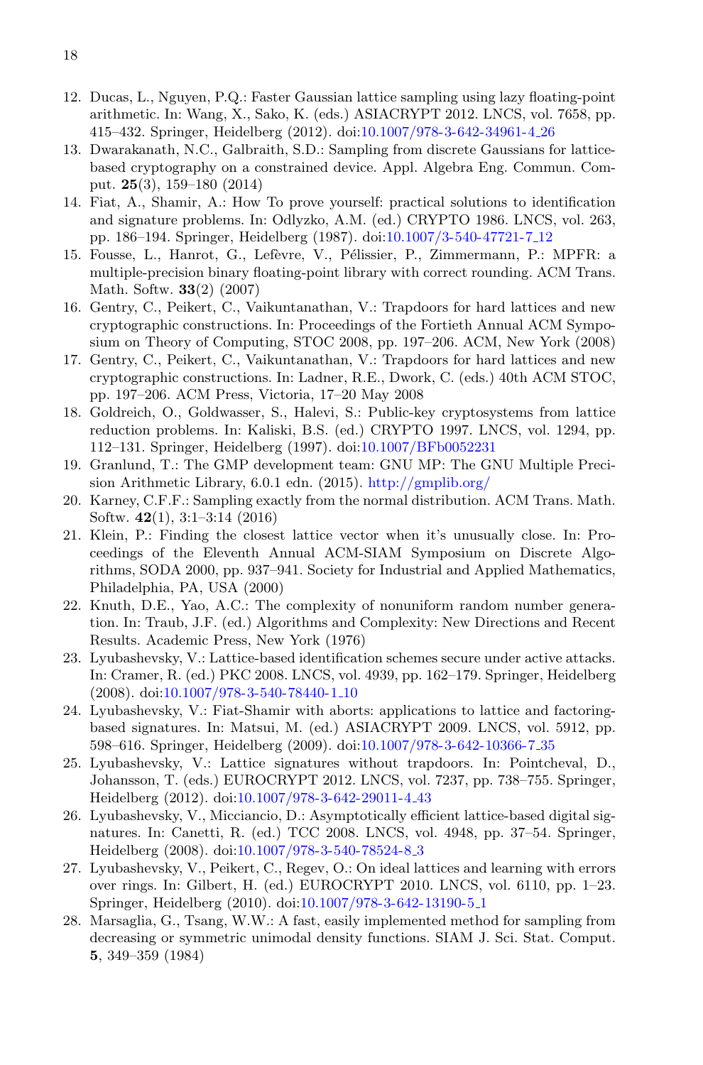12. Ducas, L., Nguyen, P.Q.: Faster Gaussian lattice sampling using lazy floating-point arithmetic. In: Wang, X., Sako, K. (eds.) ASIACRYPT 2012. LNCS, vol. 7658, pp. 415–432. Springer, Heidelberg (2012). doi:10.1007/978-3-642-34961-4_26
13. Dwarakanath, N.C., Galbraith, S.D.: Sampling from discrete Gaussians for lattice-based cryptography on a constrained device. Appl. Algebra Eng. Commun. Comput. **25**(3), 159–180 (2014)
14. Fiat, A., Shamir, A.: How To prove yourself: practical solutions to identification and signature problems. In: Odlyzko, A.M. (ed.) CRYPTO 1986. LNCS, vol. 263, pp. 186–194. Springer, Heidelberg (1987). doi:10.1007/3-540-47721-7_12
15. Fousse, L., Hanrot, G., Lefèvre, V., Pélissier, P., Zimmermann, P.: MPFR: a multiple-precision binary floating-point library with correct rounding. ACM Trans. Math. Softw. **33**(2) (2007)
16. Gentry, C., Peikert, C., Vaikuntanathan, V.: Trapdoors for hard lattices and new cryptographic constructions. In: Proceedings of the Fortieth Annual ACM Symposium on Theory of Computing, STOC 2008, pp. 197–206. ACM, New York (2008)
17. Gentry, C., Peikert, C., Vaikuntanathan, V.: Trapdoors for hard lattices and new cryptographic constructions. In: Ladner, R.E., Dwork, C. (eds.) 40th ACM STOC, pp. 197–206. ACM Press, Victoria, 17–20 May 2008
18. Goldreich, O., Goldwasser, S., Halevi, S.: Public-key cryptosystems from lattice reduction problems. In: Kaliski, B.S. (ed.) CRYPTO 1997. LNCS, vol. 1294, pp. 112–131. Springer, Heidelberg (1997). doi:10.1007/BFb0052231
19. Granlund, T.: The GMP development team: GNU MP: The GNU Multiple Precision Arithmetic Library, 6.0.1 edn. (2015). http://gmplib.org/
20. Karney, C.F.F.: Sampling exactly from the normal distribution. ACM Trans. Math. Softw. **42**(1), 3:1–3:14 (2016)
21. Klein, P.: Finding the closest lattice vector when it's unusually close. In: Proceedings of the Eleventh Annual ACM-SIAM Symposium on Discrete Algorithms, SODA 2000, pp. 937–941. Society for Industrial and Applied Mathematics, Philadelphia, PA, USA (2000)
22. Knuth, D.E., Yao, A.C.: The complexity of nonuniform random number generation. In: Traub, J.F. (ed.) Algorithms and Complexity: New Directions and Recent Results. Academic Press, New York (1976)
23. Lyubashevsky, V.: Lattice-based identification schemes secure under active attacks. In: Cramer, R. (ed.) PKC 2008. LNCS, vol. 4939, pp. 162–179. Springer, Heidelberg (2008). doi:10.1007/978-3-540-78440-1_10
24. Lyubashevsky, V.: Fiat-Shamir with aborts: applications to lattice and factoring-based signatures. In: Matsui, M. (ed.) ASIACRYPT 2009. LNCS, vol. 5912, pp. 598–616. Springer, Heidelberg (2009). doi:10.1007/978-3-642-10366-7_35
25. Lyubashevsky, V.: Lattice signatures without trapdoors. In: Pointcheval, D., Johansson, T. (eds.) EUROCRYPT 2012. LNCS, vol. 7237, pp. 738–755. Springer, Heidelberg (2012). doi:10.1007/978-3-642-29011-4_43
26. Lyubashevsky, V., Micciancio, D.: Asymptotically efficient lattice-based digital signatures. In: Canetti, R. (ed.) TCC 2008. LNCS, vol. 4948, pp. 37–54. Springer, Heidelberg (2008). doi:10.1007/978-3-540-78524-8_3
27. Lyubashevsky, V., Peikert, C., Regev, O.: On ideal lattices and learning with errors over rings. In: Gilbert, H. (ed.) EUROCRYPT 2010. LNCS, vol. 6110, pp. 1–23. Springer, Heidelberg (2010). doi:10.1007/978-3-642-13190-5_1
28. Marsaglia, G., Tsang, W.W.: A fast, easily implemented method for sampling from decreasing or symmetric unimodal density functions. SIAM J. Sci. Stat. Comput. **5**, 349–359 (1984)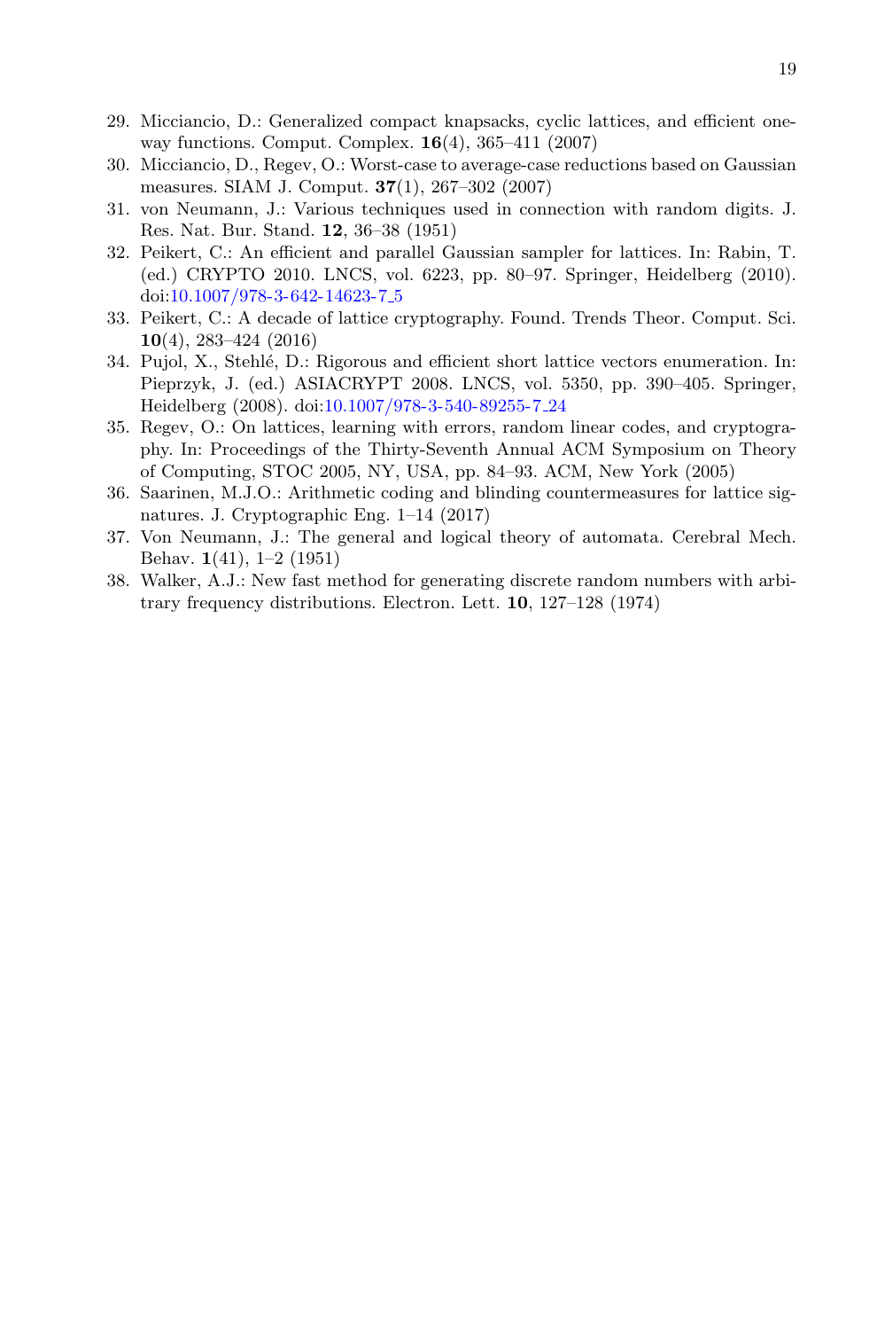29. Micciancio, D.: Generalized compact knapsacks, cyclic lattices, and efficient one-way functions. Comput. Complex. **16**(4), 365–411 (2007)
30. Micciancio, D., Regev, O.: Worst-case to average-case reductions based on Gaussian measures. SIAM J. Comput. **37**(1), 267–302 (2007)
31. von Neumann, J.: Various techniques used in connection with random digits. J. Res. Nat. Bur. Stand. **12**, 36–38 (1951)
32. Peikert, C.: An efficient and parallel Gaussian sampler for lattices. In: Rabin, T. (ed.) CRYPTO 2010. LNCS, vol. 6223, pp. 80–97. Springer, Heidelberg (2010). doi:10.1007/978-3-642-14623-7_5
33. Peikert, C.: A decade of lattice cryptography. Found. Trends Theor. Comput. Sci. **10**(4), 283–424 (2016)
34. Pujol, X., Stehlé, D.: Rigorous and efficient short lattice vectors enumeration. In: Pieprzyk, J. (ed.) ASIACRYPT 2008. LNCS, vol. 5350, pp. 390–405. Springer, Heidelberg (2008). doi:10.1007/978-3-540-89255-7_24
35. Regev, O.: On lattices, learning with errors, random linear codes, and cryptography. In: Proceedings of the Thirty-Seventh Annual ACM Symposium on Theory of Computing, STOC 2005, NY, USA, pp. 84–93. ACM, New York (2005)
36. Saarinen, M.J.O.: Arithmetic coding and blinding countermeasures for lattice signatures. J. Cryptographic Eng. 1–14 (2017)
37. Von Neumann, J.: The general and logical theory of automata. Cerebral Mech. Behav. **1**(41), 1–2 (1951)
38. Walker, A.J.: New fast method for generating discrete random numbers with arbitrary frequency distributions. Electron. Lett. **10**, 127–128 (1974)